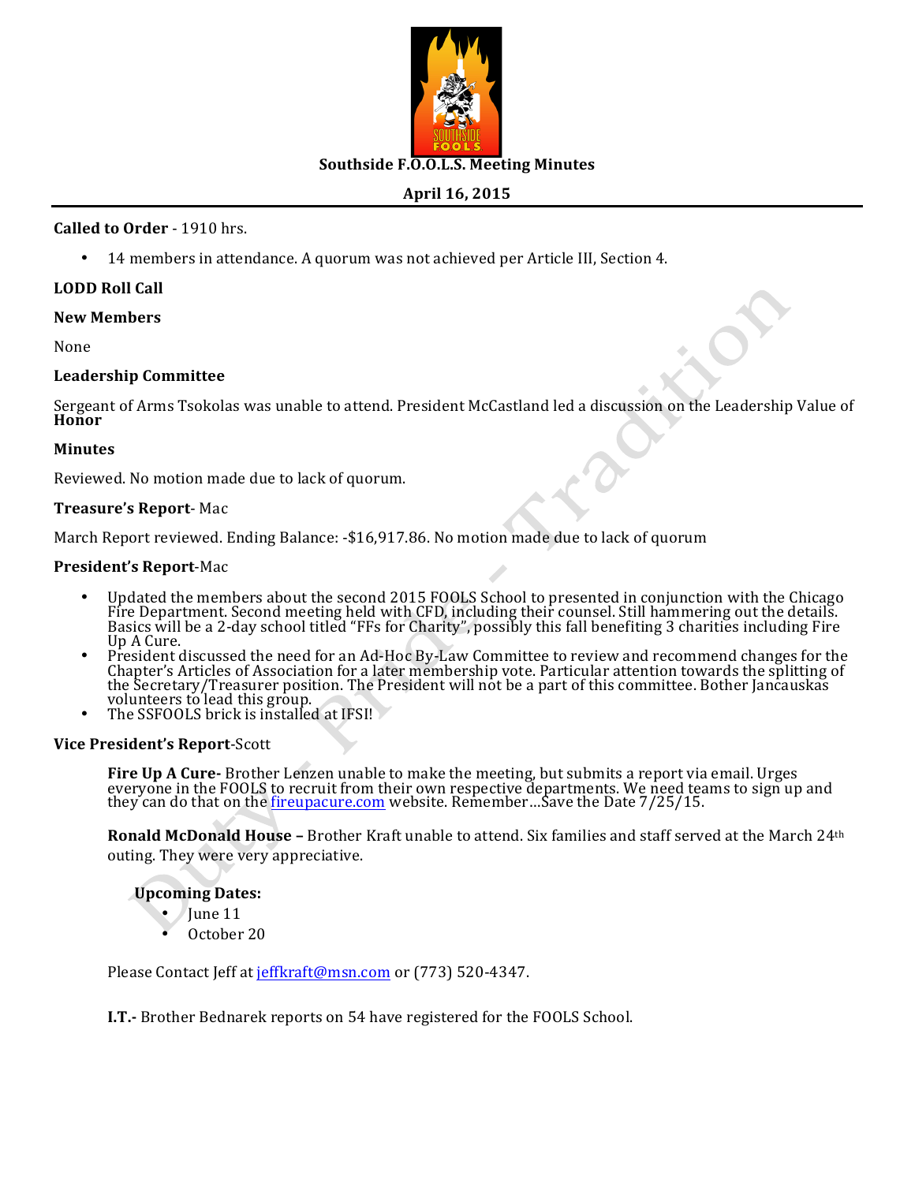# Southside F.O.O.L.S. Meeting Minutes

**April 16, 2015**

**Called to Order** - 1910 hrs.

- 14 members in attendance. A quorum was not achieved per Article III, Section 4.

**LODD Roll Call**

**New Members**

None

**Leadership Committee**

Sergeant of Arms Tsokolas was unable to attend. President McCastland led a discussion on the Leadership Value of **Honor**

**Minutes**

Reviewed. No motion made due to lack of quorum.

**Treasure's Report**- Mac

March Report reviewed. Ending Balance: -$16,917.86. No motion made due to lack of quorum

**President's Report**-Mac

- Updated the members about the second 2015 FOOLS School to presented in conjunction with the Chicago Fire Department. Second meeting held with CFD, including their counsel. Still hammering out the details. Basics will be a 2-day school titled "FFs for Charity", possibly this fall benefiting 3 charities including Fire Up A Cure.
- President discussed the need for an Ad-Hoc By-Law Committee to review and recommend changes for the Chapter's Articles of Association for a later membership vote. Particular attention towards the splitting of the Secretary/Treasurer position. The President will not be a part of this committee. Bother Jancauskas volunteers to lead this group.
- The SSFOOLS brick is installed at IFSI!

**Vice President's Report**-Scott

**Fire Up A Cure-** Brother Lenzen unable to make the meeting, but submits a report via email. Urges everyone in the FOOLS to recruit from their own respective departments. We need teams to sign up and they can do that on the fireupacure.com website. Remember…Save the Date 7/25/15.

**Ronald McDonald House –** Brother Kraft unable to attend. Six families and staff served at the March 24th outing. They were very appreciative.

**Upcoming Dates:**

- June 11
- October 20

Please Contact Jeff at jeffkraft@msn.com or (773) 520-4347.

**I.T.-** Brother Bednarek reports on 54 have registered for the FOOLS School.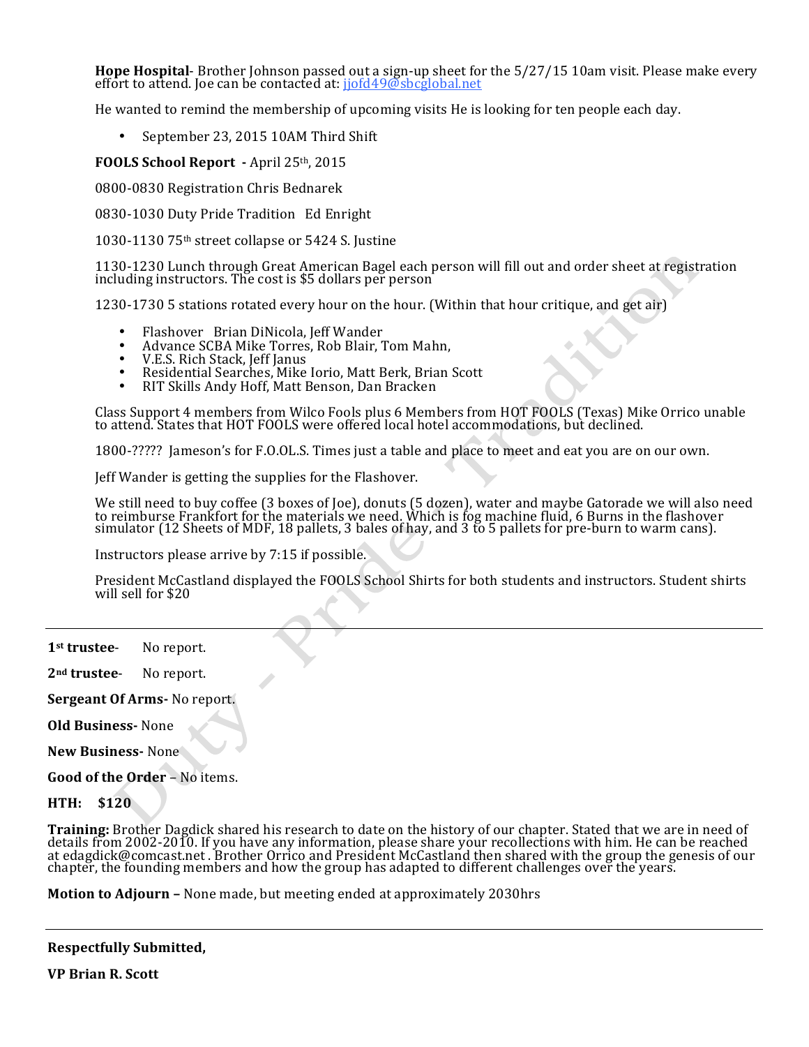**Hope Hospital**- Brother Johnson passed out a sign-up sheet for the 5/27/15 10am visit. Please make every effort to attend. Joe can be contacted at: jjofd49@sbcglobal.net

He wanted to remind the membership of upcoming visits He is looking for ten people each day.

- September 23, 2015 10AM Third Shift

**FOOLS School Report -** April 25th, 2015

0800-0830 Registration Chris Bednarek

0830-1030 Duty Pride Tradition Ed Enright

1030-1130 75th street collapse or 5424 S. Justine

1130-1230 Lunch through Great American Bagel each person will fill out and order sheet at registration including instructors. The cost is $5 dollars per person

1230-1730 5 stations rotated every hour on the hour. (Within that hour critique, and get air)

- Flashover Brian DiNicola, Jeff Wander
- Advance SCBA Mike Torres, Rob Blair, Tom Mahn,
- V.E.S. Rich Stack, Jeff Janus
- Residential Searches, Mike Iorio, Matt Berk, Brian Scott
- RIT Skills Andy Hoff, Matt Benson, Dan Bracken

Class Support 4 members from Wilco Fools plus 6 Members from HOT FOOLS (Texas) Mike Orrico unable to attend. States that HOT FOOLS were offered local hotel accommodations, but declined.

1800-????? Jameson's for F.O.OL.S. Times just a table and place to meet and eat you are on our own.

Jeff Wander is getting the supplies for the Flashover.

We still need to buy coffee (3 boxes of Joe), donuts (5 dozen), water and maybe Gatorade we will also need to reimburse Frankfort for the materials we need. Which is fog machine fluid, 6 Burns in the flashover simulator (12 Sheets of MDF, 18 pallets, 3 bales of hay, and 3 to 5 pallets for pre-burn to warm cans).

Instructors please arrive by 7:15 if possible.

President McCastland displayed the FOOLS School Shirts for both students and instructors. Student shirts will sell for $20

---

**1st trustee**- No report.

**2nd trustee**- No report.

**Sergeant Of Arms-** No report.

**Old Business-** None

**New Business-** None

**Good of the Order** – No items.

**HTH: $120**

**Training:** Brother Dagdick shared his research to date on the history of our chapter. Stated that we are in need of details from 2002-2010. If you have any information, please share your recollections with him. He can be reached at edagdick@comcast.net . Brother Orrico and President McCastland then shared with the group the genesis of our chapter, the founding members and how the group has adapted to different challenges over the years.

**Motion to Adjourn –** None made, but meeting ended at approximately 2030hrs

---

**Respectfully Submitted,**

**VP Brian R. Scott**